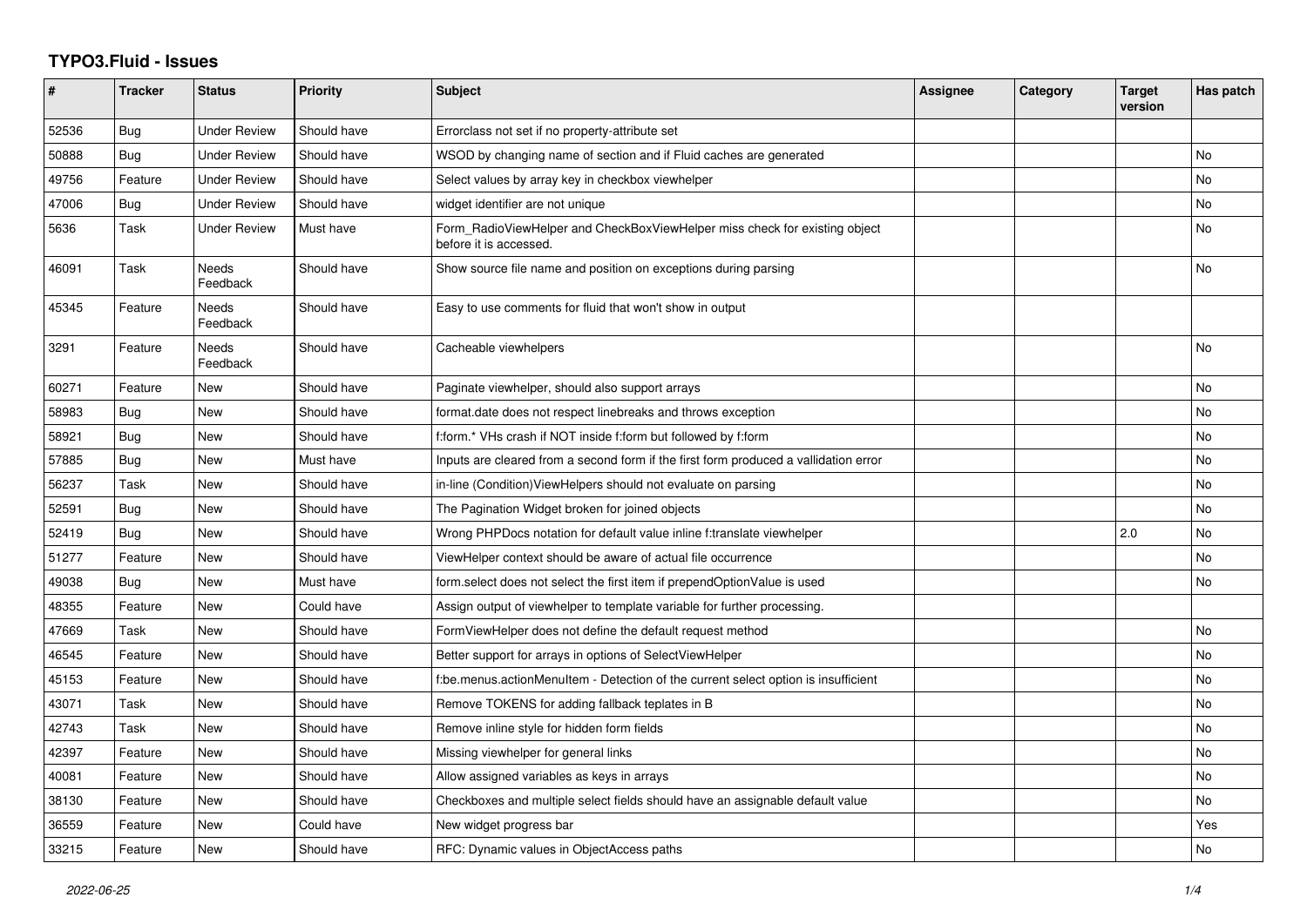# TYPO3.Fluid - Issues

| # | Tracker | Status | Priority | Subject | Assignee | Category | Target version | Has patch |
|---|---|---|---|---|---|---|---|---|
| 52536 | Bug | Under Review | Should have | Errorclass not set if no property-attribute set | | | | |
| 50888 | Bug | Under Review | Should have | WSOD by changing name of section and if Fluid caches are generated | | | | No |
| 49756 | Feature | Under Review | Should have | Select values by array key in checkbox viewhelper | | | | No |
| 47006 | Bug | Under Review | Should have | widget identifier are not unique | | | | No |
| 5636 | Task | Under Review | Must have | Form_RadioViewHelper and CheckBoxViewHelper miss check for existing object before it is accessed. | | | | No |
| 46091 | Task | Needs Feedback | Should have | Show source file name and position on exceptions during parsing | | | | No |
| 45345 | Feature | Needs Feedback | Should have | Easy to use comments for fluid that won't show in output | | | | |
| 3291 | Feature | Needs Feedback | Should have | Cacheable viewhelpers | | | | No |
| 60271 | Feature | New | Should have | Paginate viewhelper, should also support arrays | | | | No |
| 58983 | Bug | New | Should have | format.date does not respect linebreaks and throws exception | | | | No |
| 58921 | Bug | New | Should have | f:form.* VHs crash if NOT inside f:form but followed by f:form | | | | No |
| 57885 | Bug | New | Must have | Inputs are cleared from a second form if the first form produced a vallidation error | | | | No |
| 56237 | Task | New | Should have | in-line (Condition)ViewHelpers should not evaluate on parsing | | | | No |
| 52591 | Bug | New | Should have | The Pagination Widget broken for joined objects | | | | No |
| 52419 | Bug | New | Should have | Wrong PHPDocs notation for default value inline f:translate viewhelper | | | 2.0 | No |
| 51277 | Feature | New | Should have | ViewHelper context should be aware of actual file occurrence | | | | No |
| 49038 | Bug | New | Must have | form.select does not select the first item if prependOptionValue is used | | | | No |
| 48355 | Feature | New | Could have | Assign output of viewhelper to template variable for further processing. | | | | |
| 47669 | Task | New | Should have | FormViewHelper does not define the default request method | | | | No |
| 46545 | Feature | New | Should have | Better support for arrays in options of SelectViewHelper | | | | No |
| 45153 | Feature | New | Should have | f:be.menus.actionMenuItem - Detection of the current select option is insufficient | | | | No |
| 43071 | Task | New | Should have | Remove TOKENS for adding fallback teplates in B | | | | No |
| 42743 | Task | New | Should have | Remove inline style for hidden form fields | | | | No |
| 42397 | Feature | New | Should have | Missing viewhelper for general links | | | | No |
| 40081 | Feature | New | Should have | Allow assigned variables as keys in arrays | | | | No |
| 38130 | Feature | New | Should have | Checkboxes and multiple select fields should have an assignable default value | | | | No |
| 36559 | Feature | New | Could have | New widget progress bar | | | | Yes |
| 33215 | Feature | New | Should have | RFC: Dynamic values in ObjectAccess paths | | | | No |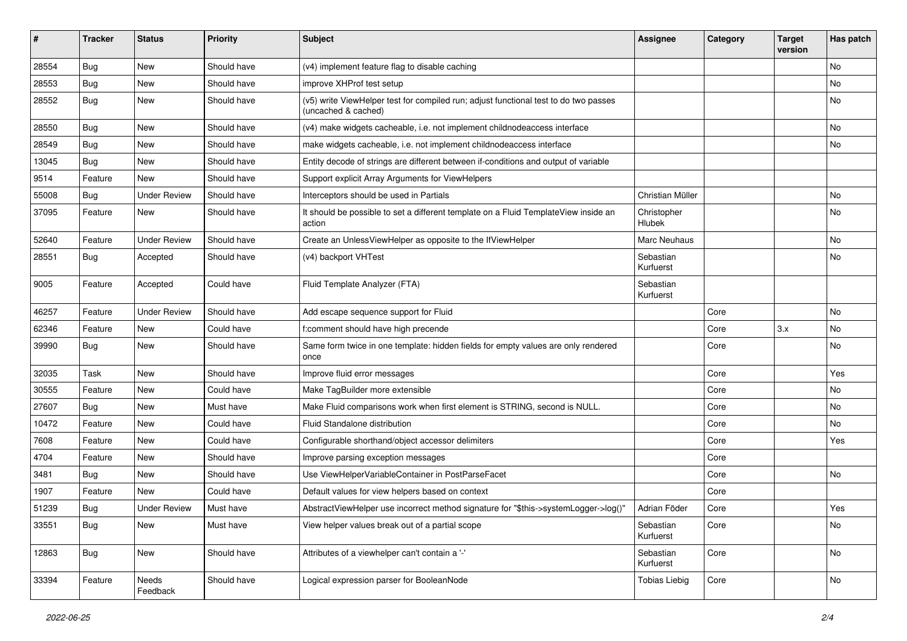| # | Tracker | Status | Priority | Subject | Assignee | Category | Target version | Has patch |
|---|---|---|---|---|---|---|---|---|
| 28554 | Bug | New | Should have | (v4) implement feature flag to disable caching | | | | No |
| 28553 | Bug | New | Should have | improve XHProf test setup | | | | No |
| 28552 | Bug | New | Should have | (v5) write ViewHelper test for compiled run; adjust functional test to do two passes (uncached & cached) | | | | No |
| 28550 | Bug | New | Should have | (v4) make widgets cacheable, i.e. not implement childnodeaccess interface | | | | No |
| 28549 | Bug | New | Should have | make widgets cacheable, i.e. not implement childnodeaccess interface | | | | No |
| 13045 | Bug | New | Should have | Entity decode of strings are different between if-conditions and output of variable | | | | |
| 9514 | Feature | New | Should have | Support explicit Array Arguments for ViewHelpers | | | | |
| 55008 | Bug | Under Review | Should have | Interceptors should be used in Partials | Christian Müller | | | No |
| 37095 | Feature | New | Should have | It should be possible to set a different template on a Fluid TemplateView inside an action | Christopher Hlubek | | | No |
| 52640 | Feature | Under Review | Should have | Create an UnlessViewHelper as opposite to the IfViewHelper | Marc Neuhaus | | | No |
| 28551 | Bug | Accepted | Should have | (v4) backport VHTest | Sebastian Kurfuerst | | | No |
| 9005 | Feature | Accepted | Could have | Fluid Template Analyzer (FTA) | Sebastian Kurfuerst | | | |
| 46257 | Feature | Under Review | Should have | Add escape sequence support for Fluid | | Core | | No |
| 62346 | Feature | New | Could have | f:comment should have high precende | | Core | 3.x | No |
| 39990 | Bug | New | Should have | Same form twice in one template: hidden fields for empty values are only rendered once | | Core | | No |
| 32035 | Task | New | Should have | Improve fluid error messages | | Core | | Yes |
| 30555 | Feature | New | Could have | Make TagBuilder more extensible | | Core | | No |
| 27607 | Bug | New | Must have | Make Fluid comparisons work when first element is STRING, second is NULL. | | Core | | No |
| 10472 | Feature | New | Could have | Fluid Standalone distribution | | Core | | No |
| 7608 | Feature | New | Could have | Configurable shorthand/object accessor delimiters | | Core | | Yes |
| 4704 | Feature | New | Should have | Improve parsing exception messages | | Core | | |
| 3481 | Bug | New | Should have | Use ViewHelperVariableContainer in PostParseFacet | | Core | | No |
| 1907 | Feature | New | Could have | Default values for view helpers based on context | | Core | | |
| 51239 | Bug | Under Review | Must have | AbstractViewHelper use incorrect method signature for "$this->systemLogger->log()" | Adrian Föder | Core | | Yes |
| 33551 | Bug | New | Must have | View helper values break out of a partial scope | Sebastian Kurfuerst | Core | | No |
| 12863 | Bug | New | Should have | Attributes of a viewhelper can't contain a '-' | Sebastian Kurfuerst | Core | | No |
| 33394 | Feature | Needs Feedback | Should have | Logical expression parser for BooleanNode | Tobias Liebig | Core | | No |

2022-06-25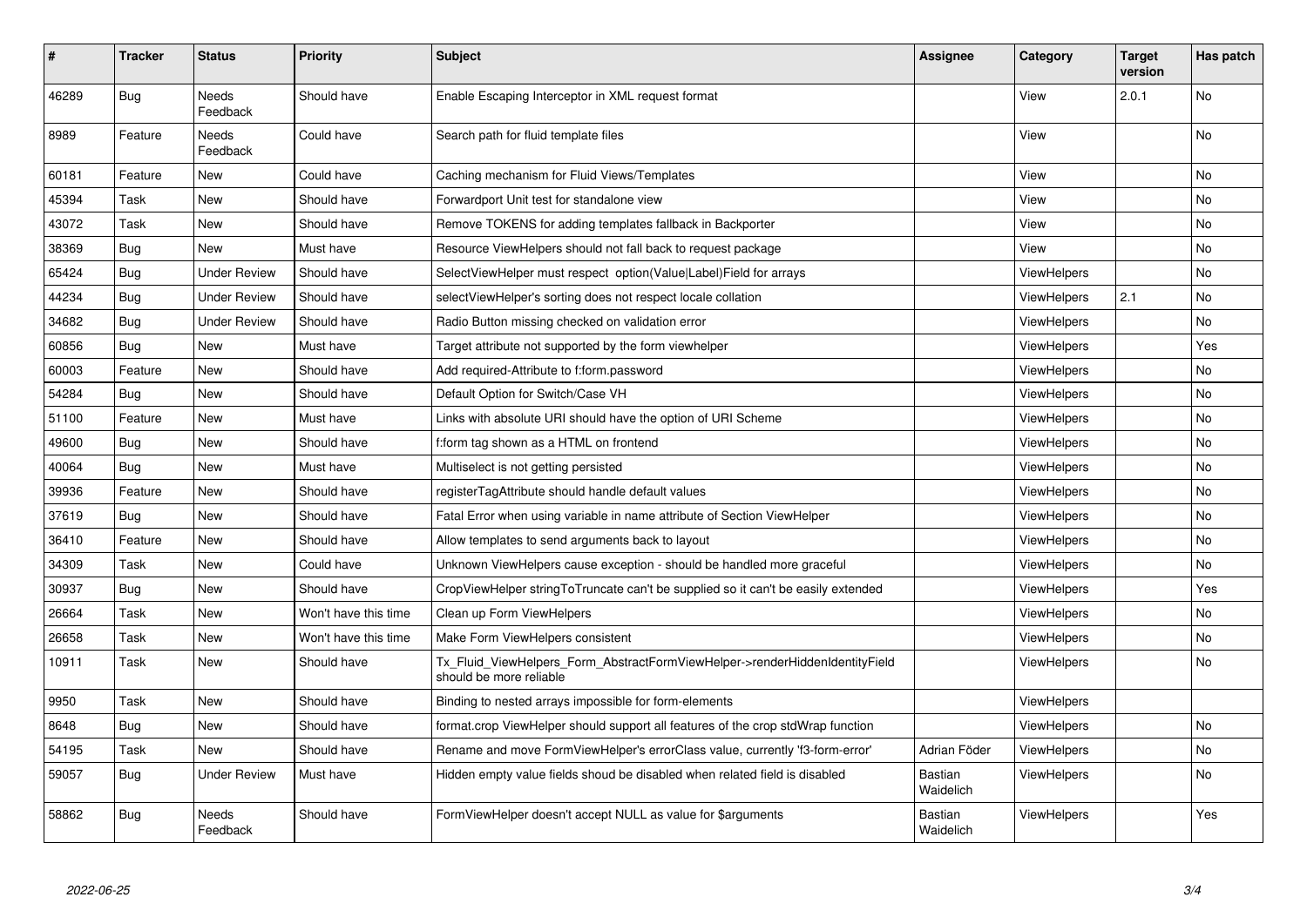| # | Tracker | Status | Priority | Subject | Assignee | Category | Target version | Has patch |
|---|---|---|---|---|---|---|---|---|
| 46289 | Bug | Needs Feedback | Should have | Enable Escaping Interceptor in XML request format | | View | 2.0.1 | No |
| 8989 | Feature | Needs Feedback | Could have | Search path for fluid template files | | View | | No |
| 60181 | Feature | New | Could have | Caching mechanism for Fluid Views/Templates | | View | | No |
| 45394 | Task | New | Should have | Forwardport Unit test for standalone view | | View | | No |
| 43072 | Task | New | Should have | Remove TOKENS for adding templates fallback in Backporter | | View | | No |
| 38369 | Bug | New | Must have | Resource ViewHelpers should not fall back to request package | | View | | No |
| 65424 | Bug | Under Review | Should have | SelectViewHelper must respect option(Value\|Label)Field for arrays | | ViewHelpers | | No |
| 44234 | Bug | Under Review | Should have | selectViewHelper's sorting does not respect locale collation | | ViewHelpers | 2.1 | No |
| 34682 | Bug | Under Review | Should have | Radio Button missing checked on validation error | | ViewHelpers | | No |
| 60856 | Bug | New | Must have | Target attribute not supported by the form viewhelper | | ViewHelpers | | Yes |
| 60003 | Feature | New | Should have | Add required-Attribute to f:form.password | | ViewHelpers | | No |
| 54284 | Bug | New | Should have | Default Option for Switch/Case VH | | ViewHelpers | | No |
| 51100 | Feature | New | Must have | Links with absolute URI should have the option of URI Scheme | | ViewHelpers | | No |
| 49600 | Bug | New | Should have | f:form tag shown as a HTML on frontend | | ViewHelpers | | No |
| 40064 | Bug | New | Must have | Multiselect is not getting persisted | | ViewHelpers | | No |
| 39936 | Feature | New | Should have | registerTagAttribute should handle default values | | ViewHelpers | | No |
| 37619 | Bug | New | Should have | Fatal Error when using variable in name attribute of Section ViewHelper | | ViewHelpers | | No |
| 36410 | Feature | New | Should have | Allow templates to send arguments back to layout | | ViewHelpers | | No |
| 34309 | Task | New | Could have | Unknown ViewHelpers cause exception - should be handled more graceful | | ViewHelpers | | No |
| 30937 | Bug | New | Should have | CropViewHelper stringToTruncate can't be supplied so it can't be easily extended | | ViewHelpers | | Yes |
| 26664 | Task | New | Won't have this time | Clean up Form ViewHelpers | | ViewHelpers | | No |
| 26658 | Task | New | Won't have this time | Make Form ViewHelpers consistent | | ViewHelpers | | No |
| 10911 | Task | New | Should have | Tx_Fluid_ViewHelpers_Form_AbstractFormViewHelper->renderHiddenIdentityField should be more reliable | | ViewHelpers | | No |
| 9950 | Task | New | Should have | Binding to nested arrays impossible for form-elements | | ViewHelpers | | |
| 8648 | Bug | New | Should have | format.crop ViewHelper should support all features of the crop stdWrap function | | ViewHelpers | | No |
| 54195 | Task | New | Should have | Rename and move FormViewHelper's errorClass value, currently 'f3-form-error' | Adrian Föder | ViewHelpers | | No |
| 59057 | Bug | Under Review | Must have | Hidden empty value fields shoud be disabled when related field is disabled | Bastian Waidelich | ViewHelpers | | No |
| 58862 | Bug | Needs Feedback | Should have | FormViewHelper doesn't accept NULL as value for $arguments | Bastian Waidelich | ViewHelpers | | Yes |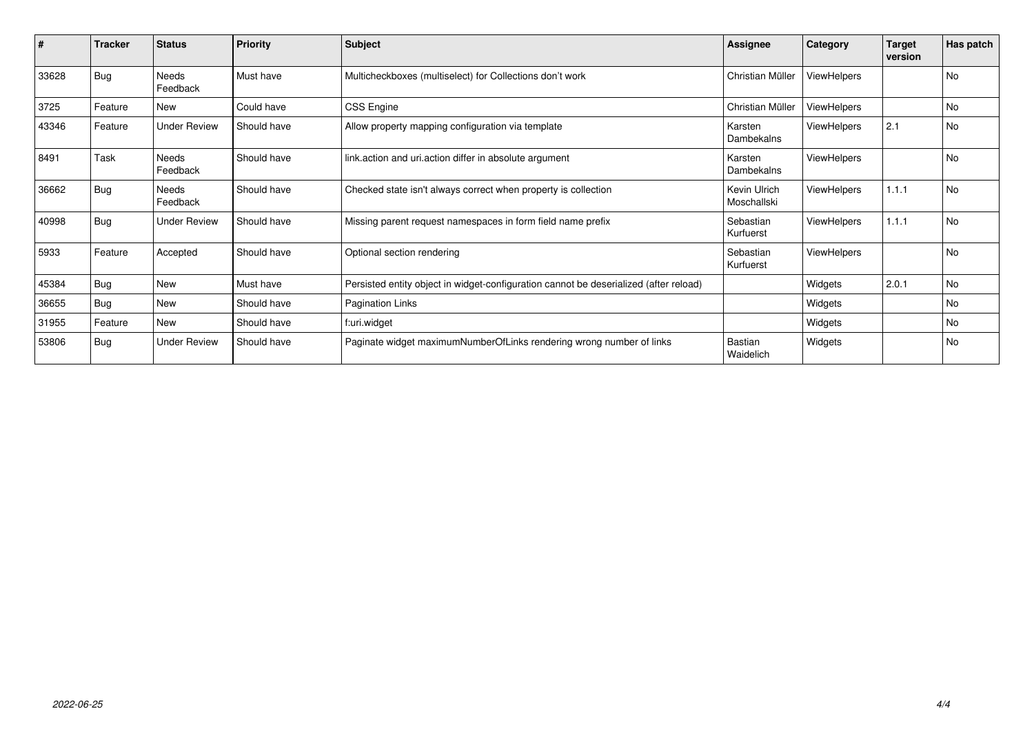| # | Tracker | Status | Priority | Subject | Assignee | Category | Target version | Has patch |
|---|---|---|---|---|---|---|---|---|
| 33628 | Bug | Needs Feedback | Must have | Multicheckboxes (multiselect) for Collections don't work | Christian Müller | ViewHelpers | | No |
| 3725 | Feature | New | Could have | CSS Engine | Christian Müller | ViewHelpers | | No |
| 43346 | Feature | Under Review | Should have | Allow property mapping configuration via template | Karsten Dambekalns | ViewHelpers | 2.1 | No |
| 8491 | Task | Needs Feedback | Should have | link.action and uri.action differ in absolute argument | Karsten Dambekalns | ViewHelpers | | No |
| 36662 | Bug | Needs Feedback | Should have | Checked state isn't always correct when property is collection | Kevin Ulrich Moschallski | ViewHelpers | 1.1.1 | No |
| 40998 | Bug | Under Review | Should have | Missing parent request namespaces in form field name prefix | Sebastian Kurfuerst | ViewHelpers | 1.1.1 | No |
| 5933 | Feature | Accepted | Should have | Optional section rendering | Sebastian Kurfuerst | ViewHelpers | | No |
| 45384 | Bug | New | Must have | Persisted entity object in widget-configuration cannot be deserialized (after reload) | | Widgets | 2.0.1 | No |
| 36655 | Bug | New | Should have | Pagination Links | | Widgets | | No |
| 31955 | Feature | New | Should have | f:uri.widget | | Widgets | | No |
| 53806 | Bug | Under Review | Should have | Paginate widget maximumNumberOfLinks rendering wrong number of links | Bastian Waidelich | Widgets | | No |